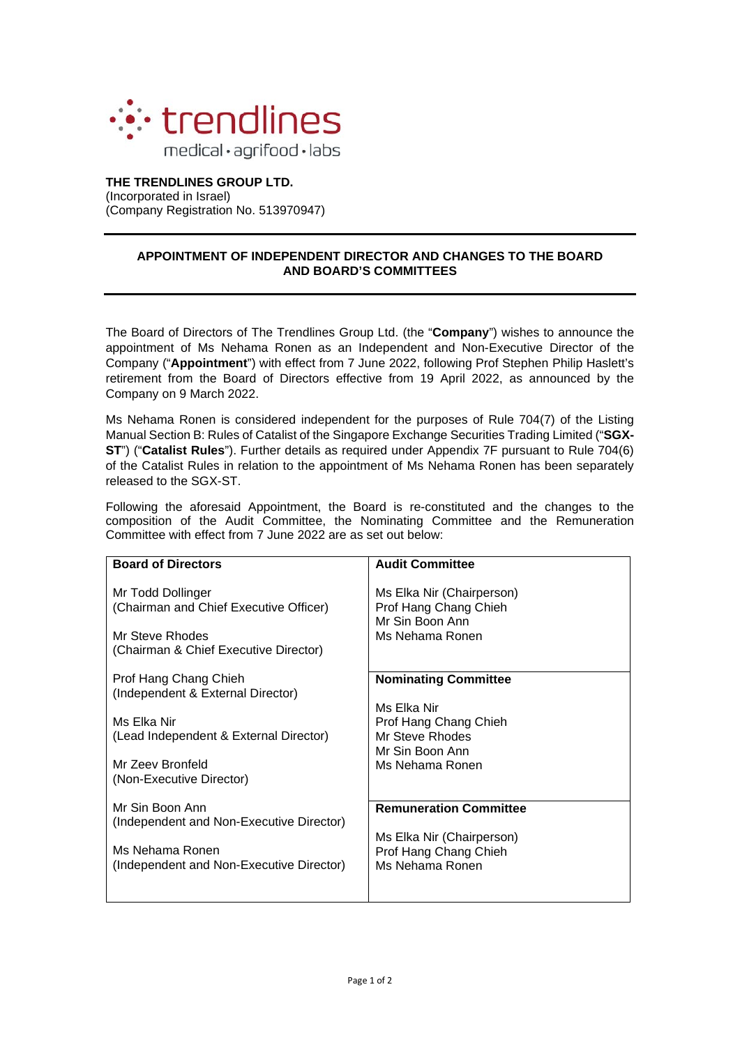**THE TRENDLINES GROUP LTD.**
(Incorporated in Israel)
(Company Registration No. 513970947)

## APPOINTMENT OF INDEPENDENT DIRECTOR AND CHANGES TO THE BOARD AND BOARD'S COMMITTEES

The Board of Directors of The Trendlines Group Ltd. (the "**Company**") wishes to announce the appointment of Ms Nehama Ronen as an Independent and Non-Executive Director of the Company ("**Appointment**") with effect from 7 June 2022, following Prof Stephen Philip Haslett's retirement from the Board of Directors effective from 19 April 2022, as announced by the Company on 9 March 2022.

Ms Nehama Ronen is considered independent for the purposes of Rule 704(7) of the Listing Manual Section B: Rules of Catalist of the Singapore Exchange Securities Trading Limited ("**SGX-ST**") ("**Catalist Rules**"). Further details as required under Appendix 7F pursuant to Rule 704(6) of the Catalist Rules in relation to the appointment of Ms Nehama Ronen has been separately released to the SGX-ST.

Following the aforesaid Appointment, the Board is re-constituted and the changes to the composition of the Audit Committee, the Nominating Committee and the Remuneration Committee with effect from 7 June 2022 are as set out below:

| **Board of Directors** | **Audit Committee** |
|---|---|
| Mr Todd Dollinger<br>(Chairman and Chief Executive Officer)<br><br>Mr Steve Rhodes<br>(Chairman & Chief Executive Director) | Ms Elka Nir (Chairperson)<br>Prof Hang Chang Chieh<br>Mr Sin Boon Ann<br>Ms Nehama Ronen |
| Prof Hang Chang Chieh<br>(Independent & External Director)<br><br>Ms Elka Nir<br>(Lead Independent & External Director)<br><br>Mr Zeev Bronfeld<br>(Non-Executive Director) | **Nominating Committee**<br><br>Ms Elka Nir<br>Prof Hang Chang Chieh<br>Mr Steve Rhodes<br>Mr Sin Boon Ann<br>Ms Nehama Ronen |
| Mr Sin Boon Ann<br>(Independent and Non-Executive Director)<br><br>Ms Nehama Ronen<br>(Independent and Non-Executive Director) | **Remuneration Committee**<br><br>Ms Elka Nir (Chairperson)<br>Prof Hang Chang Chieh<br>Ms Nehama Ronen |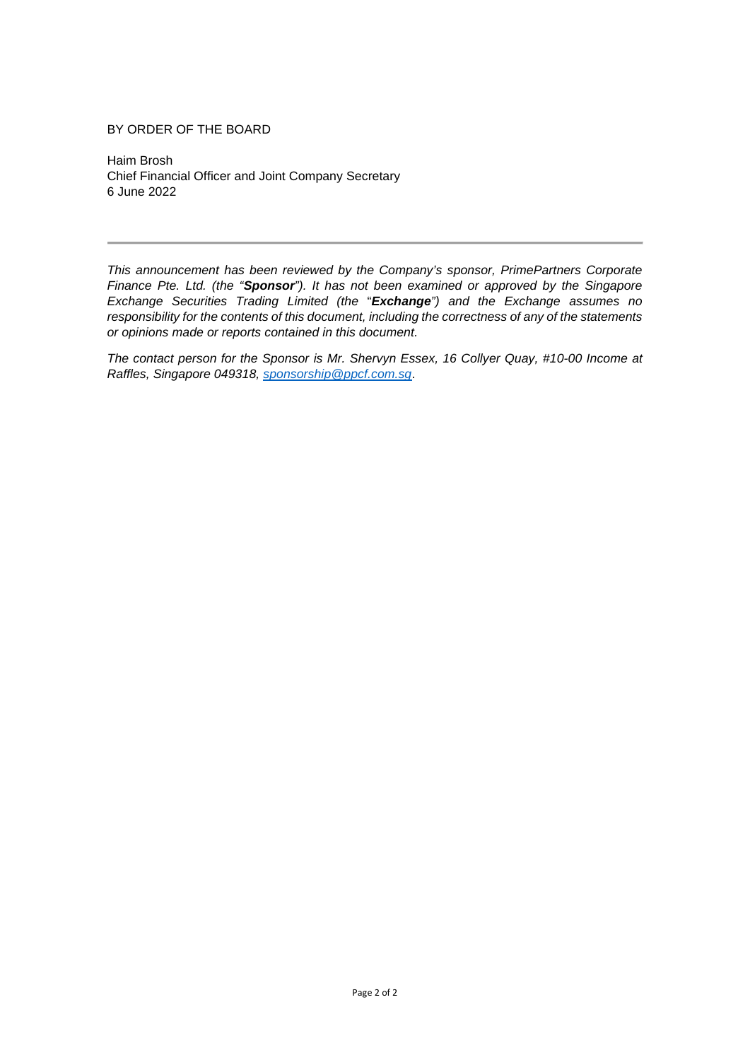BY ORDER OF THE BOARD

Haim Brosh
Chief Financial Officer and Joint Company Secretary
6 June 2022

---

*This announcement has been reviewed by the Company's sponsor, PrimePartners Corporate Finance Pte. Ltd. (the "**Sponsor**"). It has not been examined or approved by the Singapore Exchange Securities Trading Limited (the "**Exchange**") and the Exchange assumes no responsibility for the contents of this document, including the correctness of any of the statements or opinions made or reports contained in this document.*

*The contact person for the Sponsor is Mr. Shervyn Essex, 16 Collyer Quay, #10-00 Income at Raffles, Singapore 049318, sponsorship@ppcf.com.sg.*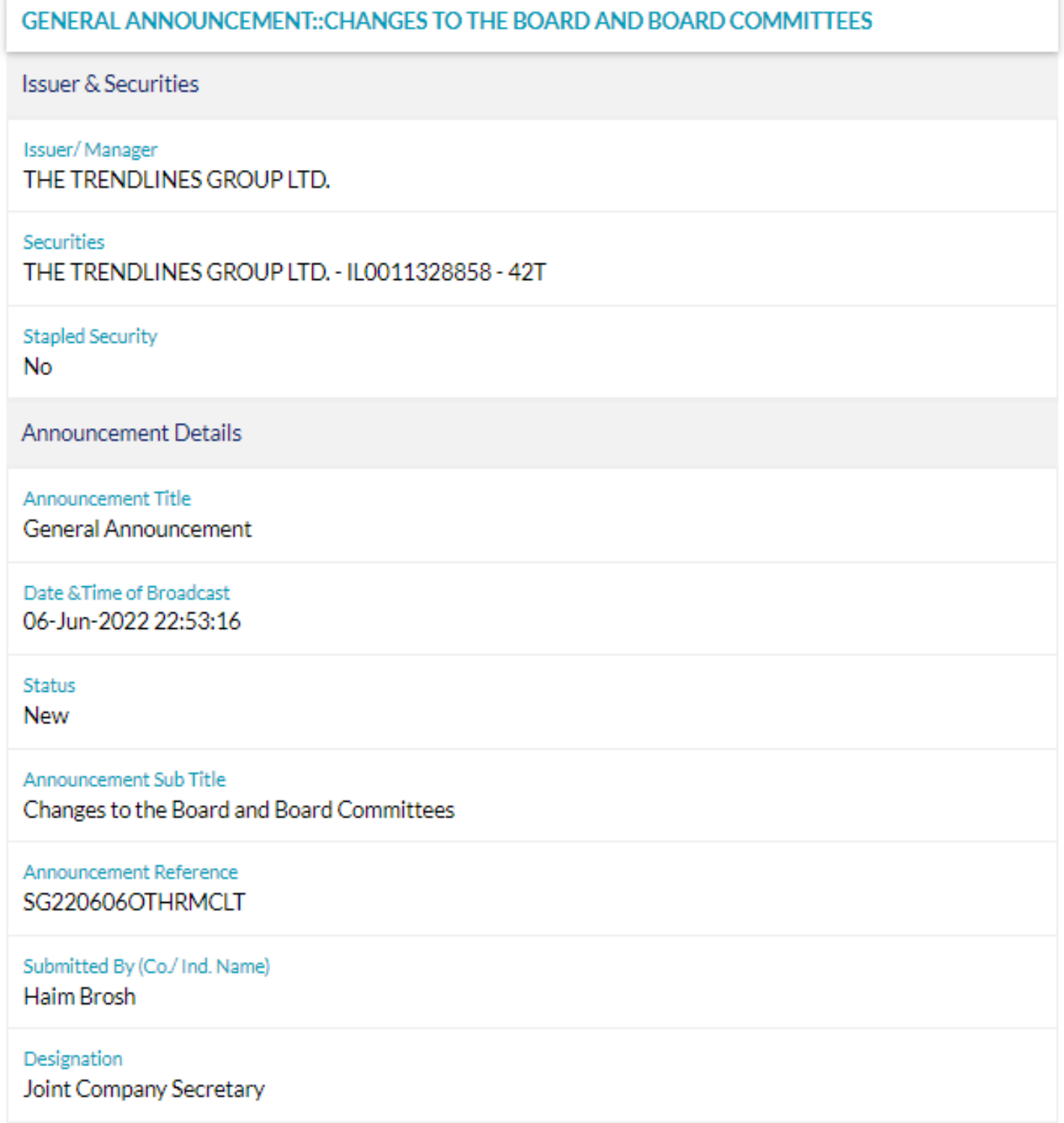# GENERAL ANNOUNCEMENT::CHANGES TO THE BOARD AND BOARD COMMITTEES

## Issuer & Securities

Issuer/ Manager

THE TRENDLINES GROUP LTD.

Securities

THE TRENDLINES GROUP LTD. - IL0011328858 - 42T

Stapled Security

No

## Announcement Details

Announcement Title

General Announcement

Date &Time of Broadcast

06-Jun-2022 22:53:16

Status

New

Announcement Sub Title

Changes to the Board and Board Committees

Announcement Reference

SG220606OTHRMCLT

Submitted By (Co./ Ind. Name)

Haim Brosh

Designation

Joint Company Secretary